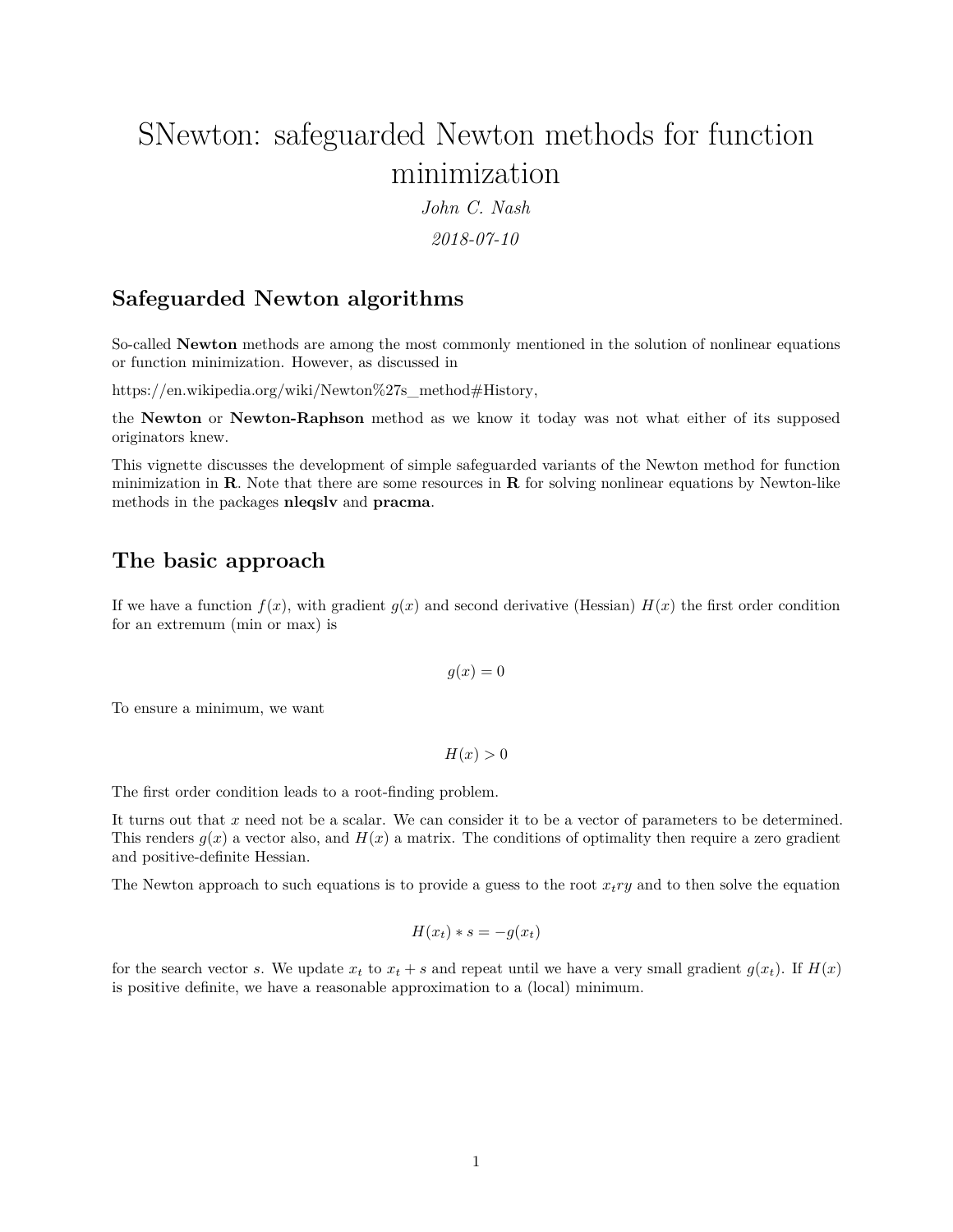# SNewton: safeguarded Newton methods for function minimization

*John C. Nash*

*2018-07-10*

## Safeguarded Newton algorithms

So-called **Newton** methods are among the most commonly mentioned in the solution of nonlinear equations or function minimization. However, as discussed in

https://en.wikipedia.org/wiki/Newton%27s_method#History,

the **Newton** or **Newton-Raphson** method as we know it today was not what either of its supposed originators knew.

This vignette discusses the development of simple safeguarded variants of the Newton method for function minimization in **R**. Note that there are some resources in **R** for solving nonlinear equations by Newton-like methods in the packages **nleqslv** and **pracma**.

## The basic approach

If we have a function $f(x)$, with gradient $g(x)$ and second derivative (Hessian) $H(x)$ the first order condition for an extremum (min or max) is

$$g(x) = 0$$

To ensure a minimum, we want

$$H(x) > 0$$

The first order condition leads to a root-finding problem.

It turns out that $x$ need not be a scalar. We can consider it to be a vector of parameters to be determined. This renders $g(x)$ a vector also, and $H(x)$ a matrix. The conditions of optimality then require a zero gradient and positive-definite Hessian.

The Newton approach to such equations is to provide a guess to the root $x_try$ and to then solve the equation

$$H(x_t) * s = -g(x_t)$$

for the search vector $s$. We update $x_t$ to $x_t + s$ and repeat until we have a very small gradient $g(x_t)$. If $H(x)$ is positive definite, we have a reasonable approximation to a (local) minimum.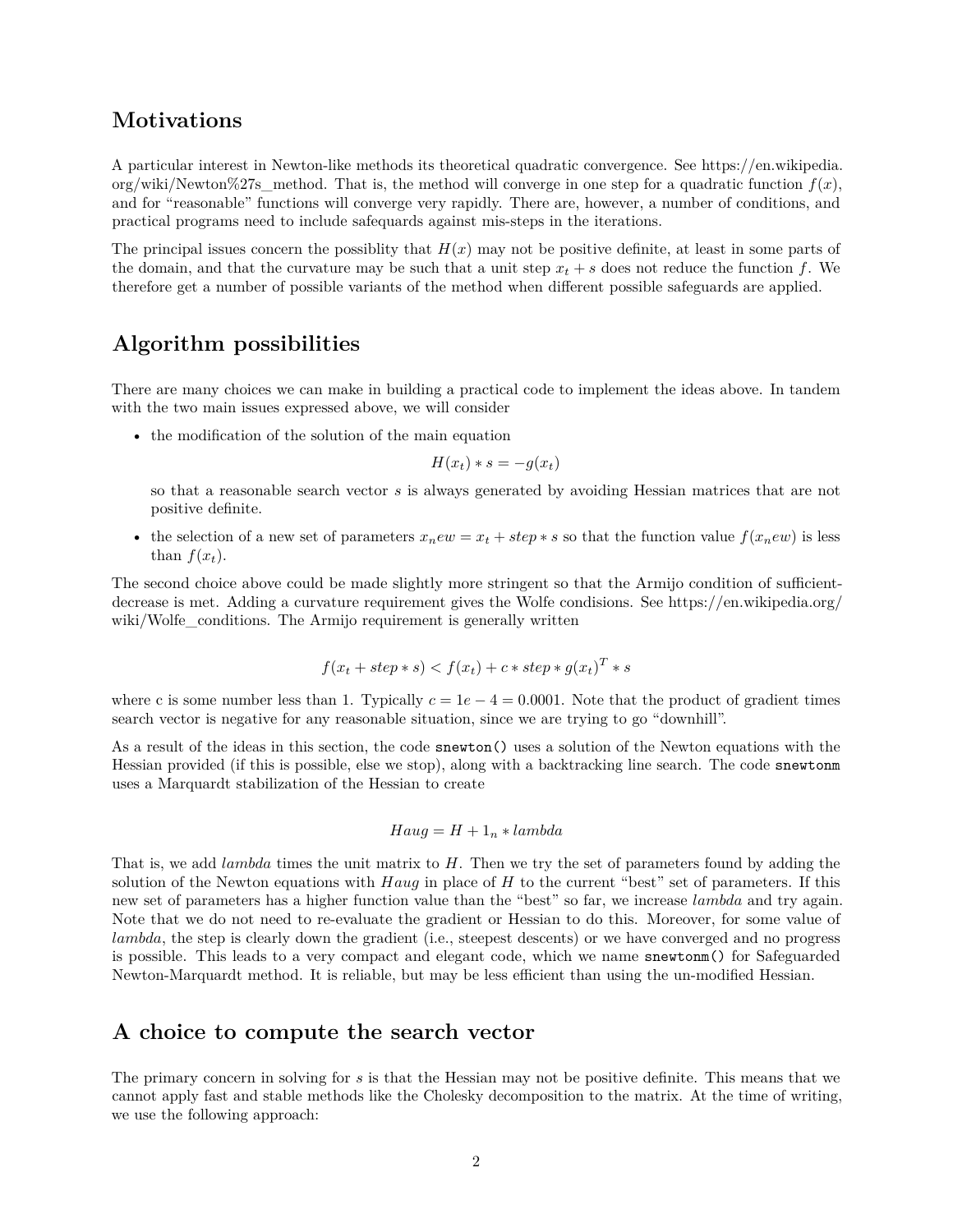## Motivations

A particular interest in Newton-like methods its theoretical quadratic convergence. See https://en.wikipedia.org/wiki/Newton%27s_method. That is, the method will converge in one step for a quadratic function $f(x)$, and for "reasonable" functions will converge very rapidly. There are, however, a number of conditions, and practical programs need to include safequards against mis-steps in the iterations.

The principal issues concern the possiblity that $H(x)$ may not be positive definite, at least in some parts of the domain, and that the curvature may be such that a unit step $x_t + s$ does not reduce the function $f$. We therefore get a number of possible variants of the method when different possible safeguards are applied.

## Algorithm possibilities

There are many choices we can make in building a practical code to implement the ideas above. In tandem with the two main issues expressed above, we will consider

- the modification of the solution of the main equation

$$H(x_t) * s = -g(x_t)$$

  so that a reasonable search vector $s$ is always generated by avoiding Hessian matrices that are not positive definite.

- the selection of a new set of parameters $x_new = x_t + step * s$ so that the function value $f(x_new)$ is less than $f(x_t)$.

The second choice above could be made slightly more stringent so that the Armijo condition of sufficient-decrease is met. Adding a curvature requirement gives the Wolfe condisions. See https://en.wikipedia.org/wiki/Wolfe_conditions. The Armijo requirement is generally written

$$f(x_t + step * s) < f(x_t) + c * step * g(x_t)^T * s$$

where c is some number less than 1. Typically $c = 1e - 4 = 0.0001$. Note that the product of gradient times search vector is negative for any reasonable situation, since we are trying to go "downhill".

As a result of the ideas in this section, the code `snewton()` uses a solution of the Newton equations with the Hessian provided (if this is possible, else we stop), along with a backtracking line search. The code `snewtonm` uses a Marquardt stabilization of the Hessian to create

$$Haug = H + 1_n * lambda$$

That is, we add *lambda* times the unit matrix to $H$. Then we try the set of parameters found by adding the solution of the Newton equations with $Haug$ in place of $H$ to the current "best" set of parameters. If this new set of parameters has a higher function value than the "best" so far, we increase *lambda* and try again. Note that we do not need to re-evaluate the gradient or Hessian to do this. Moreover, for some value of *lambda*, the step is clearly down the gradient (i.e., steepest descents) or we have converged and no progress is possible. This leads to a very compact and elegant code, which we name `snewtonm()` for Safeguarded Newton-Marquardt method. It is reliable, but may be less efficient than using the un-modified Hessian.

## A choice to compute the search vector

The primary concern in solving for $s$ is that the Hessian may not be positive definite. This means that we cannot apply fast and stable methods like the Cholesky decomposition to the matrix. At the time of writing, we use the following approach: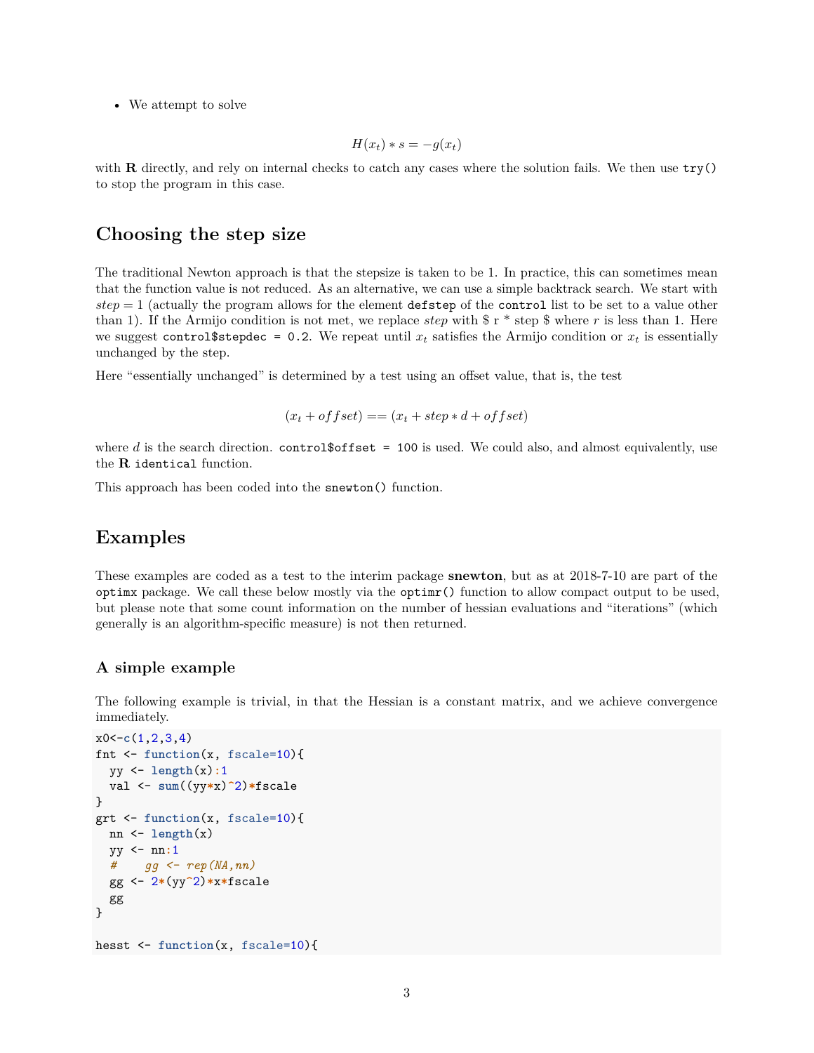- We attempt to solve

$$H(x_t) * s = -g(x_t)$$

with **R** directly, and rely on internal checks to catch any cases where the solution fails. We then use `try()` to stop the program in this case.

## Choosing the step size

The traditional Newton approach is that the stepsize is taken to be 1. In practice, this can sometimes mean that the function value is not reduced. As an alternative, we can use a simple backtrack search. We start with $step = 1$ (actually the program allows for the element `defstep` of the `control` list to be set to a value other than 1). If the Armijo condition is not met, we replace *step* with $ r * step $ where $r$ is less than 1. Here we suggest `control$stepdec = 0.2`. We repeat until $x_t$ satisfies the Armijo condition or $x_t$ is essentially unchanged by the step.

Here "essentially unchanged" is determined by a test using an offset value, that is, the test

$$(x_t + offset) == (x_t + step * d + offset)$$

where $d$ is the search direction. `control$offset = 100` is used. We could also, and almost equivalently, use the **R** `identical` function.

This approach has been coded into the `snewton()` function.

## Examples

These examples are coded as a test to the interim package **snewton**, but as at 2018-7-10 are part of the `optimx` package. We call these below mostly via the `optimr()` function to allow compact output to be used, but please note that some count information on the number of hessian evaluations and "iterations" (which generally is an algorithm-specific measure) is not then returned.

### A simple example

The following example is trivial, in that the Hessian is a constant matrix, and we achieve convergence immediately.

```
x0<-c(1,2,3,4)
fnt <- function(x, fscale=10){
  yy <- length(x):1
  val <- sum((yy*x)^2)*fscale
}
grt <- function(x, fscale=10){
  nn <- length(x)
  yy <- nn:1
  #    gg <- rep(NA,nn)
  gg <- 2*(yy^2)*x*fscale
  gg
}

hesst <- function(x, fscale=10){
```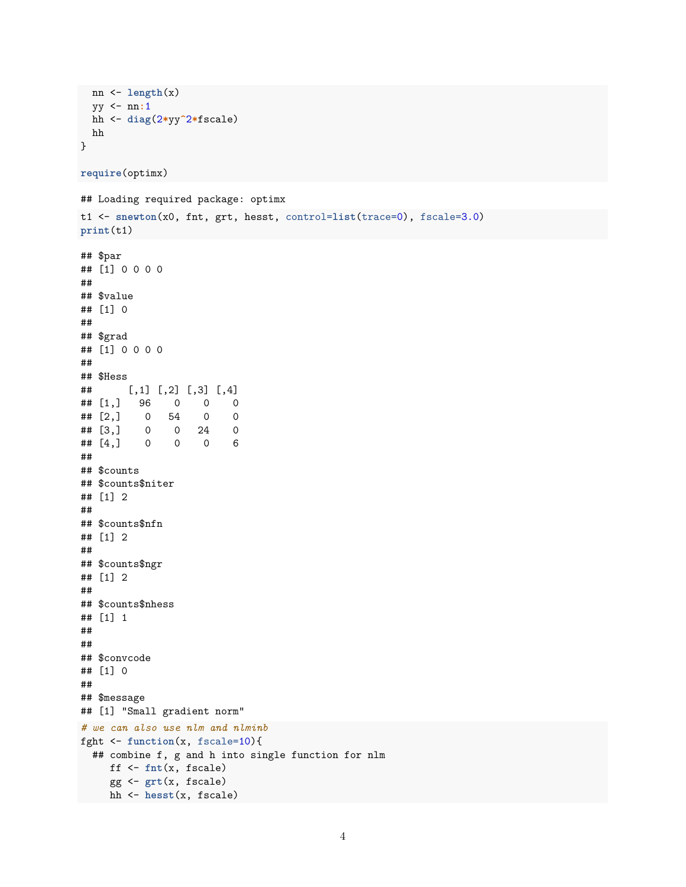```
  nn <- length(x)
  yy <- nn:1
  hh <- diag(2*yy^2*fscale)
  hh
}

require(optimx)
```

```
## Loading required package: optimx
```

```
t1 <- snewton(x0, fnt, grt, hesst, control=list(trace=0), fscale=3.0)
print(t1)
```

```
## $par
## [1] 0 0 0 0
##
## $value
## [1] 0
##
## $grad
## [1] 0 0 0 0
##
## $Hess
##      [,1] [,2] [,3] [,4]
## [1,]   96    0    0    0
## [2,]    0   54    0    0
## [3,]    0    0   24    0
## [4,]    0    0    0    6
##
## $counts
## $counts$niter
## [1] 2
##
## $counts$nfn
## [1] 2
##
## $counts$ngr
## [1] 2
##
## $counts$nhess
## [1] 1
##
##
## $convcode
## [1] 0
##
## $message
## [1] "Small gradient norm"
```

```
# we can also use nlm and nlminb
fght <- function(x, fscale=10){
  ## combine f, g and h into single function for nlm
     ff <- fnt(x, fscale)
     gg <- grt(x, fscale)
     hh <- hesst(x, fscale)
```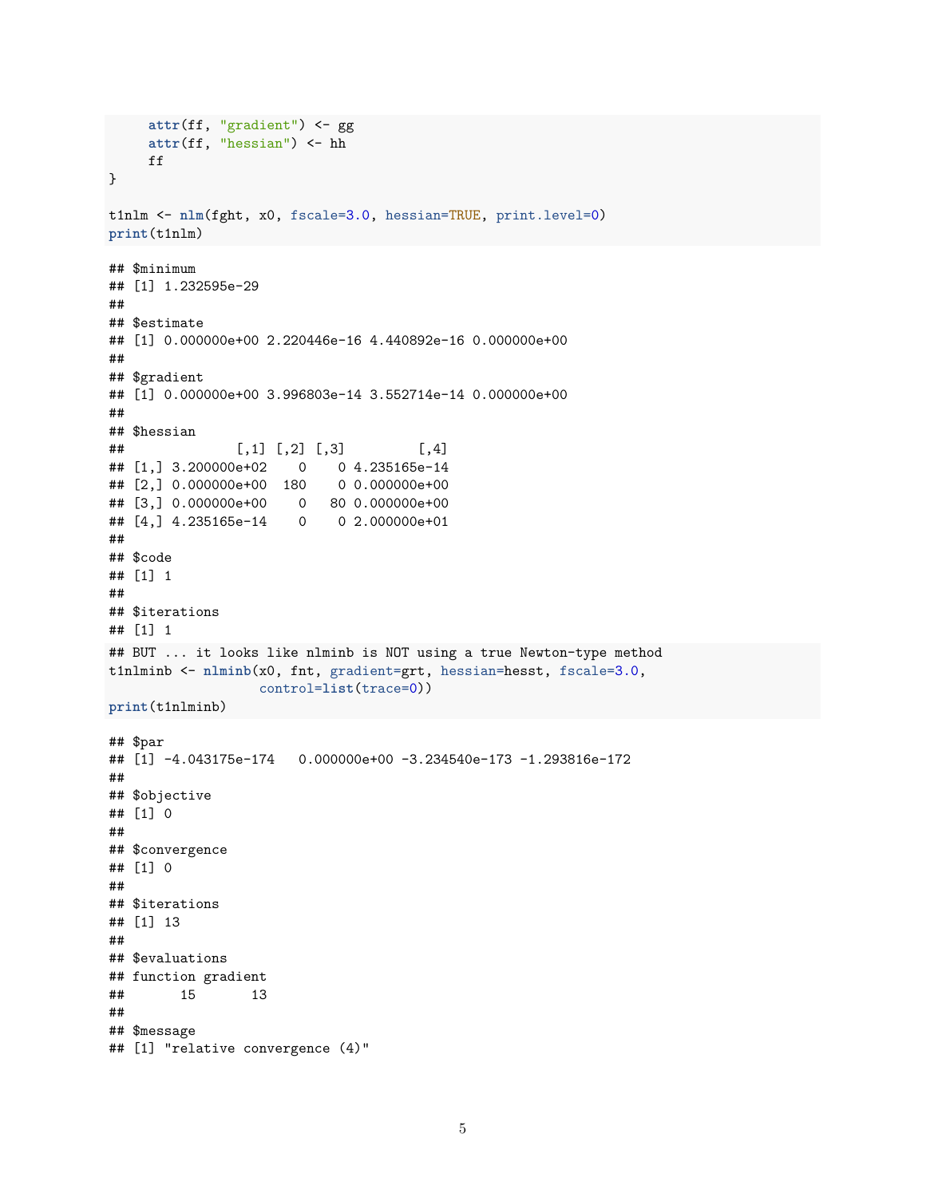```r
    attr(ff, "gradient") <- gg
    attr(ff, "hessian") <- hh
    ff
}

t1nlm <- nlm(fght, x0, fscale=3.0, hessian=TRUE, print.level=0)
print(t1nlm)
```

```
## $minimum
## [1] 1.232595e-29
##
## $estimate
## [1] 0.000000e+00 2.220446e-16 4.440892e-16 0.000000e+00
##
## $gradient
## [1] 0.000000e+00 3.996803e-14 3.552714e-14 0.000000e+00
##
## $hessian
##              [,1] [,2] [,3]         [,4]
## [1,] 3.200000e+02    0    0 4.235165e-14
## [2,] 0.000000e+00  180    0 0.000000e+00
## [3,] 0.000000e+00    0   80 0.000000e+00
## [4,] 4.235165e-14    0    0 2.000000e+01
##
## $code
## [1] 1
##
## $iterations
## [1] 1
```

```r
## BUT ... it looks like nlminb is NOT using a true Newton-type method
t1nlminb <- nlminb(x0, fnt, gradient=grt, hessian=hesst, fscale=3.0,
                   control=list(trace=0))
print(t1nlminb)
```

```
## $par
## [1] -4.043175e-174   0.000000e+00 -3.234540e-173 -1.293816e-172
##
## $objective
## [1] 0
##
## $convergence
## [1] 0
##
## $iterations
## [1] 13
##
## $evaluations
## function gradient
##       15       13
##
## $message
## [1] "relative convergence (4)"
```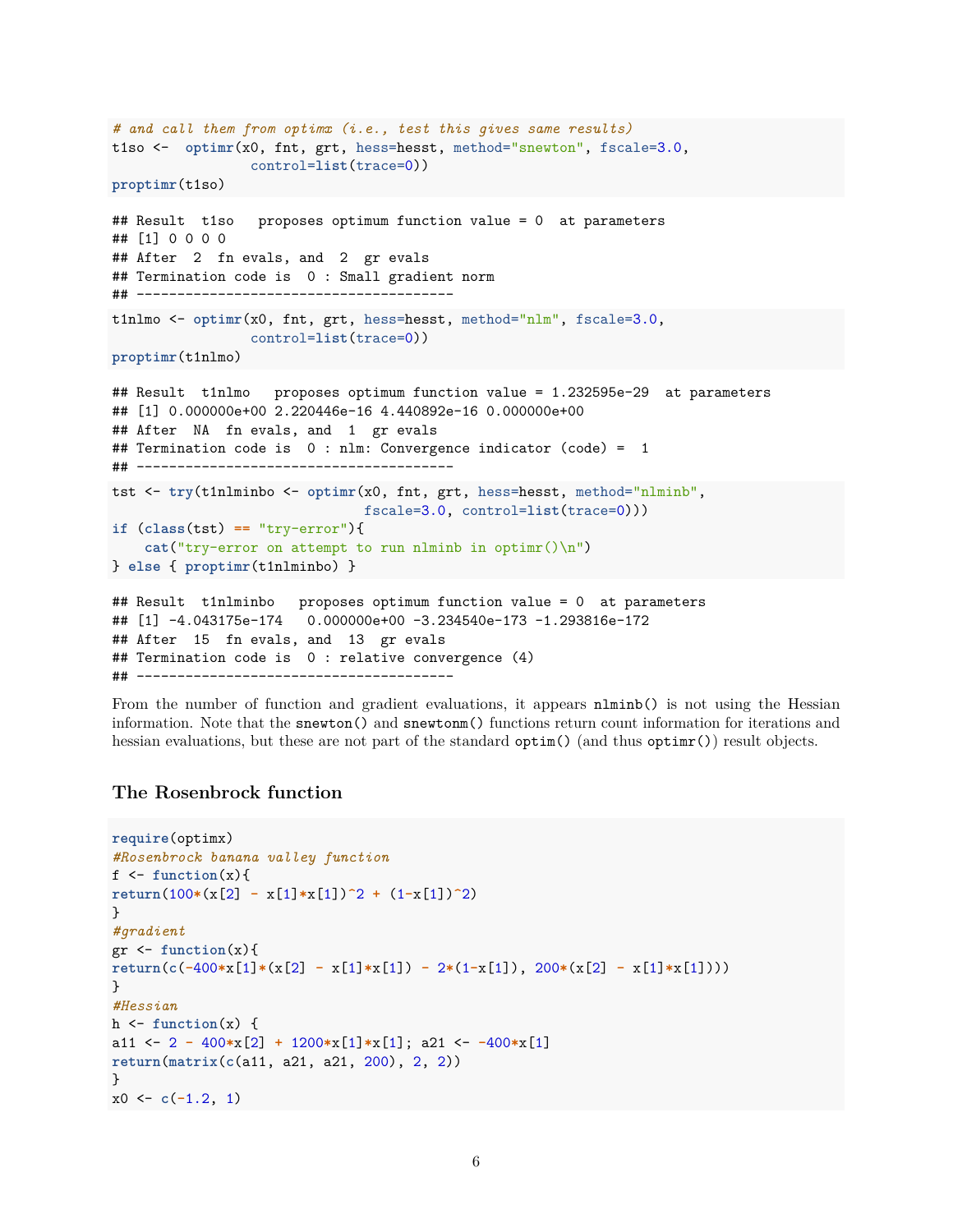```
# and call them from optimx (i.e., test this gives same results)
t1so <-  optimr(x0, fnt, grt, hess=hesst, method="snewton", fscale=3.0,
                control=list(trace=0))
proptimr(t1so)
```

```
## Result  t1so   proposes optimum function value = 0  at parameters
## [1] 0 0 0 0
## After  2  fn evals, and  2  gr evals
## Termination code is  0 : Small gradient norm
## ---------------------------------------
```

```
t1nlmo <- optimr(x0, fnt, grt, hess=hesst, method="nlm", fscale=3.0,
                control=list(trace=0))
proptimr(t1nlmo)
```

```
## Result  t1nlmo   proposes optimum function value = 1.232595e-29  at parameters
## [1] 0.000000e+00 2.220446e-16 4.440892e-16 0.000000e+00
## After  NA  fn evals, and  1  gr evals
## Termination code is  0 : nlm: Convergence indicator (code) =  1
## ---------------------------------------
```

```
tst <- try(t1nlminbo <- optimr(x0, fnt, grt, hess=hesst, method="nlminb",
                              fscale=3.0, control=list(trace=0)))
if (class(tst) == "try-error"){
    cat("try-error on attempt to run nlminb in optimr()\n")
} else { proptimr(t1nlminbo) }
```

```
## Result  t1nlminbo   proposes optimum function value = 0  at parameters
## [1] -4.043175e-174   0.000000e+00 -3.234540e-173 -1.293816e-172
## After  15  fn evals, and  13  gr evals
## Termination code is  0 : relative convergence (4)
## ---------------------------------------
```

From the number of function and gradient evaluations, it appears `nlminb()` is not using the Hessian information. Note that the `snewton()` and `snewtonm()` functions return count information for iterations and hessian evaluations, but these are not part of the standard `optim()` (and thus `optimr()`) result objects.

## The Rosenbrock function

```
require(optimx)
#Rosenbrock banana valley function
f <- function(x){
return(100*(x[2] - x[1]*x[1])^2 + (1-x[1])^2)
}
#gradient
gr <- function(x){
return(c(-400*x[1]*(x[2] - x[1]*x[1]) - 2*(1-x[1]), 200*(x[2] - x[1]*x[1])))
}
#Hessian
h <- function(x) {
a11 <- 2 - 400*x[2] + 1200*x[1]*x[1]; a21 <- -400*x[1]
return(matrix(c(a11, a21, a21, 200), 2, 2))
}
x0 <- c(-1.2, 1)
```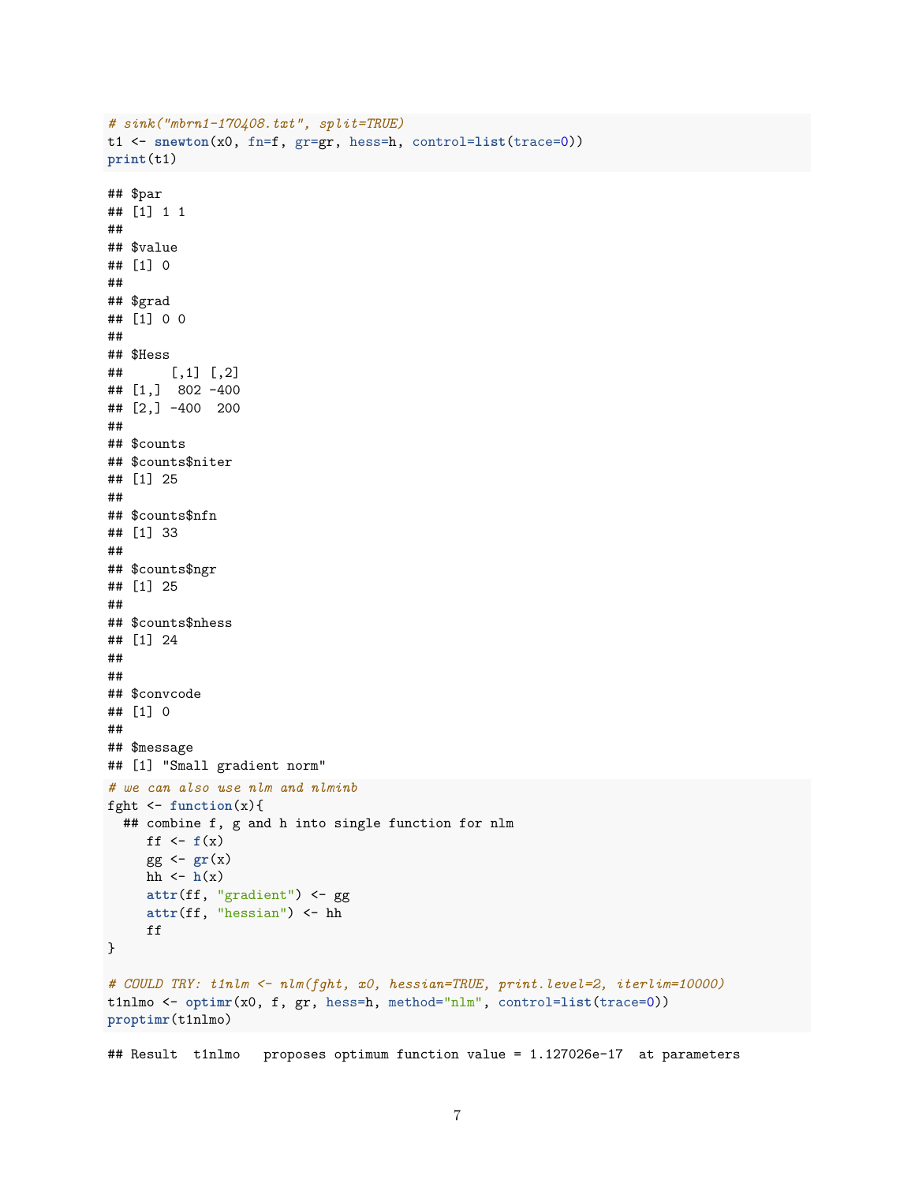```r
# sink("mbrn1-170408.txt", split=TRUE)
t1 <- snewton(x0, fn=f, gr=gr, hess=h, control=list(trace=0))
print(t1)
```

```
## $par
## [1] 1 1
## 
## $value
## [1] 0
## 
## $grad
## [1] 0 0
## 
## $Hess
##      [,1] [,2]
## [1,]  802 -400
## [2,] -400  200
## 
## $counts
## $counts$niter
## [1] 25
## 
## $counts$nfn
## [1] 33
## 
## $counts$ngr
## [1] 25
## 
## $counts$nhess
## [1] 24
## 
## 
## $convcode
## [1] 0
## 
## $message
## [1] "Small gradient norm"
```

```r
# we can also use nlm and nlminb
fght <- function(x){
  ## combine f, g and h into single function for nlm
     ff <- f(x)
     gg <- gr(x)
     hh <- h(x)
     attr(ff, "gradient") <- gg
     attr(ff, "hessian") <- hh
     ff
}

# COULD TRY: t1nlm <- nlm(fght, x0, hessian=TRUE, print.level=2, iterlim=10000)
t1nlmo <- optimr(x0, f, gr, hess=h, method="nlm", control=list(trace=0))
proptimr(t1nlmo)
```

```
## Result  t1nlmo   proposes optimum function value = 1.127026e-17  at parameters
```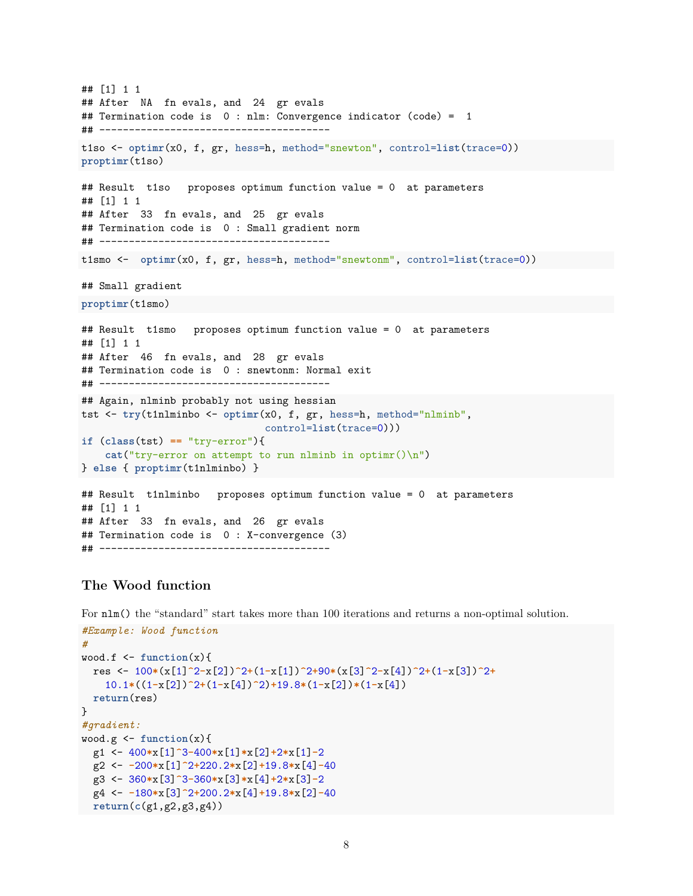```
## [1] 1 1
## After  NA  fn evals, and  24  gr evals
## Termination code is  0 : nlm: Convergence indicator (code) =  1
## ---------------------------------------
```

```
t1so <- optimr(x0, f, gr, hess=h, method="snewton", control=list(trace=0))
proptimr(t1so)
```

```
## Result  t1so   proposes optimum function value = 0  at parameters
## [1] 1 1
## After  33  fn evals, and  25  gr evals
## Termination code is  0 : Small gradient norm
## ---------------------------------------
```

```
t1smo <-  optimr(x0, f, gr, hess=h, method="snewtonm", control=list(trace=0))
```

```
## Small gradient
```

```
proptimr(t1smo)
```

```
## Result  t1smo   proposes optimum function value = 0  at parameters
## [1] 1 1
## After  46  fn evals, and  28  gr evals
## Termination code is  0 : snewtonm: Normal exit
## ---------------------------------------
```

```
## Again, nlminb probably not using hessian
tst <- try(t1nlminbo <- optimr(x0, f, gr, hess=h, method="nlminb",
                              control=list(trace=0)))
if (class(tst) == "try-error"){
    cat("try-error on attempt to run nlminb in optimr()\n")
} else { proptimr(t1nlminbo) }
```

```
## Result  t1nlminbo   proposes optimum function value = 0  at parameters
## [1] 1 1
## After  33  fn evals, and  26  gr evals
## Termination code is  0 : X-convergence (3)
## ---------------------------------------
```

## The Wood function

For `nlm()` the "standard" start takes more than 100 iterations and returns a non-optimal solution.

```
#Example: Wood function
#
wood.f <- function(x){
  res <- 100*(x[1]^2-x[2])^2+(1-x[1])^2+90*(x[3]^2-x[4])^2+(1-x[3])^2+
    10.1*((1-x[2])^2+(1-x[4])^2)+19.8*(1-x[2])*(1-x[4])
  return(res)
}
#gradient:
wood.g <- function(x){
  g1 <- 400*x[1]^3-400*x[1]*x[2]+2*x[1]-2
  g2 <- -200*x[1]^2+220.2*x[2]+19.8*x[4]-40
  g3 <- 360*x[3]^3-360*x[3]*x[4]+2*x[3]-2
  g4 <- -180*x[3]^2+200.2*x[4]+19.8*x[2]-40
  return(c(g1,g2,g3,g4))
```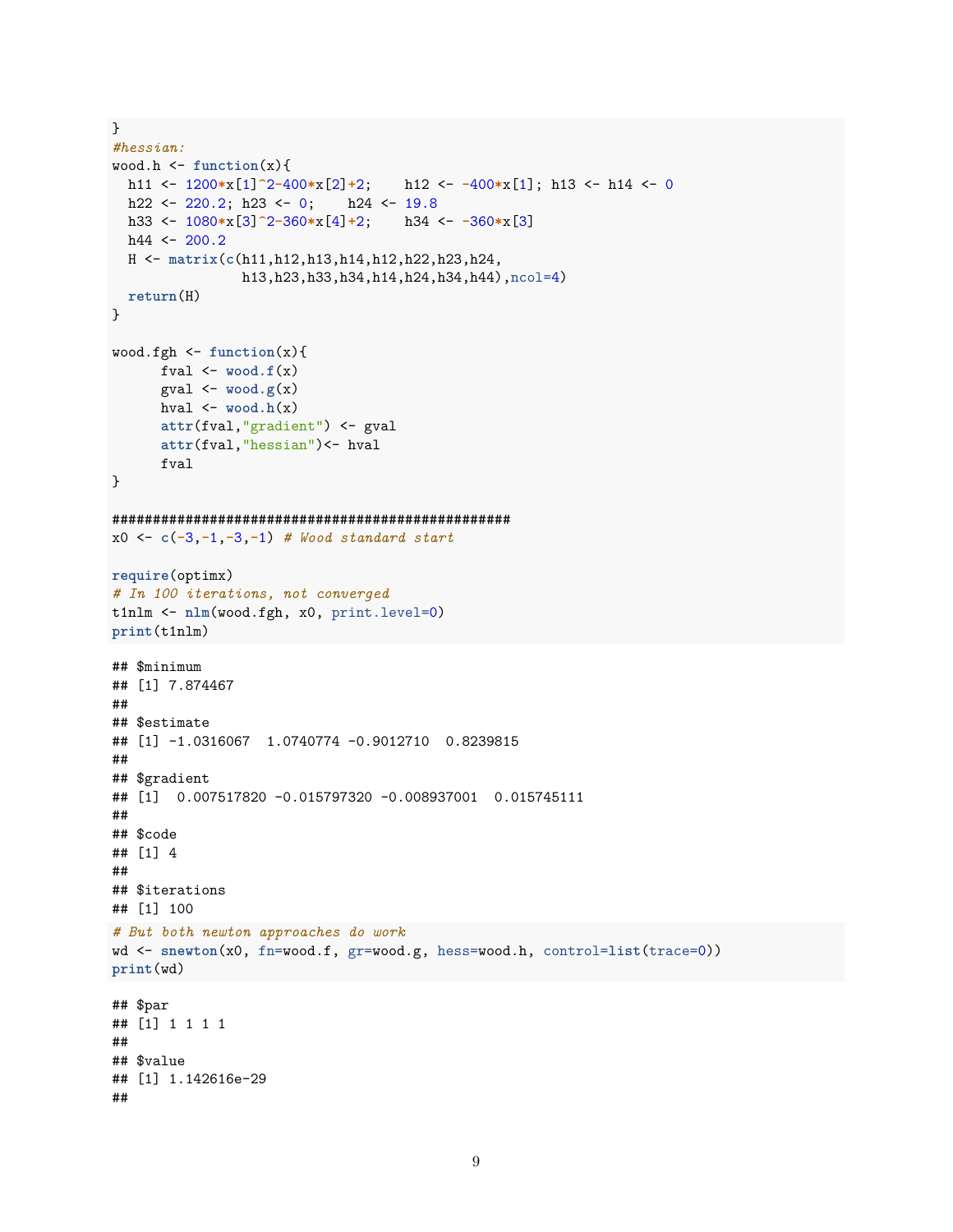```
}
#hessian:
wood.h <- function(x){
  h11 <- 1200*x[1]^2-400*x[2]+2;    h12 <- -400*x[1]; h13 <- h14 <- 0
  h22 <- 220.2; h23 <- 0;    h24 <- 19.8
  h33 <- 1080*x[3]^2-360*x[4]+2;    h34 <- -360*x[3]
  h44 <- 200.2
  H <- matrix(c(h11,h12,h13,h14,h12,h22,h23,h24,
               h13,h23,h33,h34,h14,h24,h34,h44),ncol=4)
  return(H)
}

wood.fgh <- function(x){
      fval <- wood.f(x)
      gval <- wood.g(x)
      hval <- wood.h(x)
      attr(fval,"gradient") <- gval
      attr(fval,"hessian")<- hval
      fval
}

#################################################
x0 <- c(-3,-1,-3,-1) # Wood standard start

require(optimx)
# In 100 iterations, not converged
t1nlm <- nlm(wood.fgh, x0, print.level=0)
print(t1nlm)
```

```
## $minimum
## [1] 7.874467
##
## $estimate
## [1] -1.0316067  1.0740774 -0.9012710  0.8239815
##
## $gradient
## [1]  0.007517820 -0.015797320 -0.008937001  0.015745111
##
## $code
## [1] 4
##
## $iterations
## [1] 100
```

```
# But both newton approaches do work
wd <- snewton(x0, fn=wood.f, gr=wood.g, hess=wood.h, control=list(trace=0))
print(wd)
```

```
## $par
## [1] 1 1 1 1
##
## $value
## [1] 1.142616e-29
##
```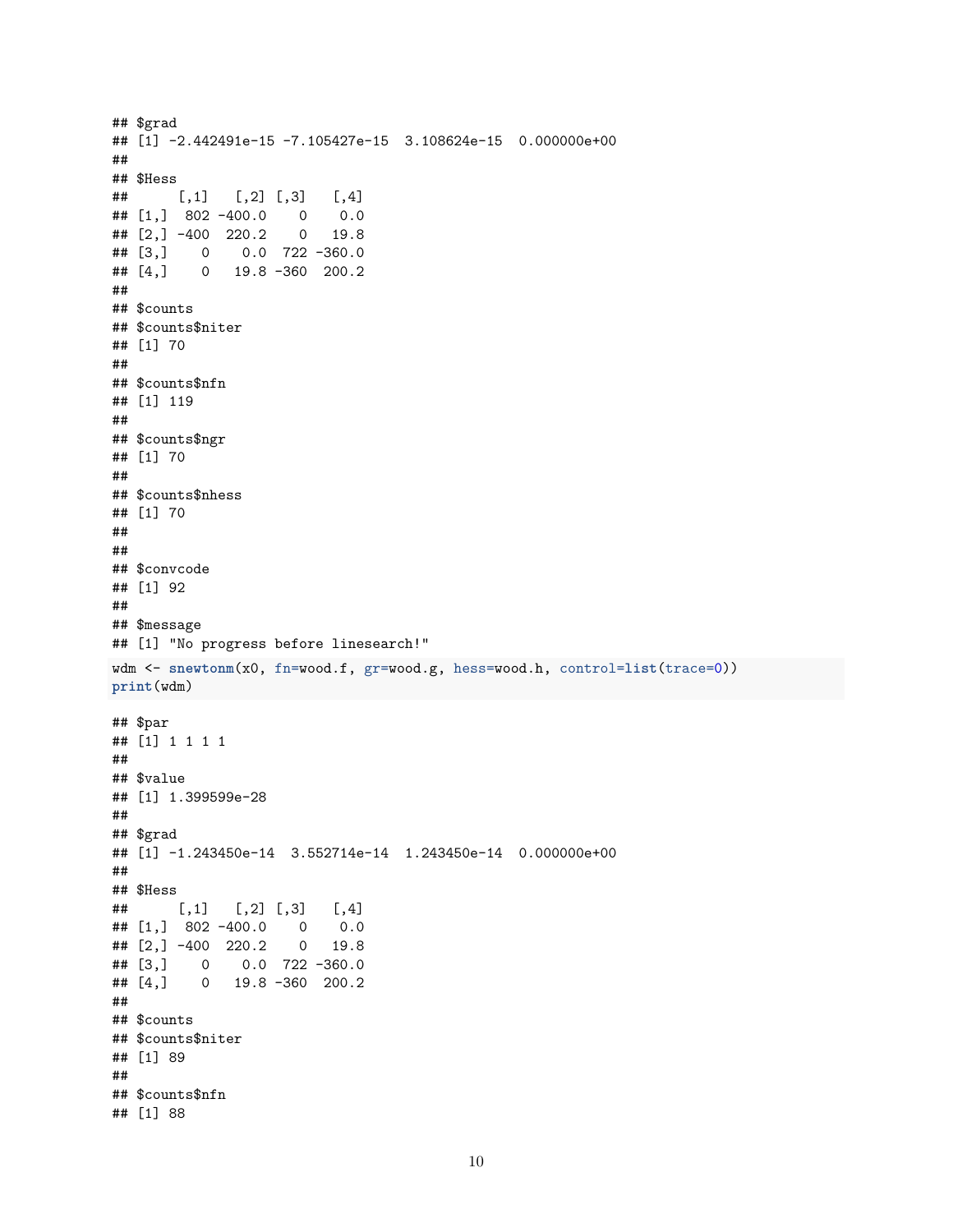```
## $grad
## [1] -2.442491e-15 -7.105427e-15  3.108624e-15  0.000000e+00
##
## $Hess
##      [,1]   [,2] [,3]   [,4]
## [1,]  802 -400.0    0    0.0
## [2,] -400  220.2    0   19.8
## [3,]    0    0.0  722 -360.0
## [4,]    0   19.8 -360  200.2
##
## $counts
## $counts$niter
## [1] 70
##
## $counts$nfn
## [1] 119
##
## $counts$ngr
## [1] 70
##
## $counts$nhess
## [1] 70
##
##
## $convcode
## [1] 92
##
## $message
## [1] "No progress before linesearch!"
```

```
wdm <- snewtonm(x0, fn=wood.f, gr=wood.g, hess=wood.h, control=list(trace=0))
print(wdm)
```

```
## $par
## [1] 1 1 1 1
##
## $value
## [1] 1.399599e-28
##
## $grad
## [1] -1.243450e-14  3.552714e-14  1.243450e-14  0.000000e+00
##
## $Hess
##      [,1]   [,2] [,3]   [,4]
## [1,]  802 -400.0    0    0.0
## [2,] -400  220.2    0   19.8
## [3,]    0    0.0  722 -360.0
## [4,]    0   19.8 -360  200.2
##
## $counts
## $counts$niter
## [1] 89
##
## $counts$nfn
## [1] 88
```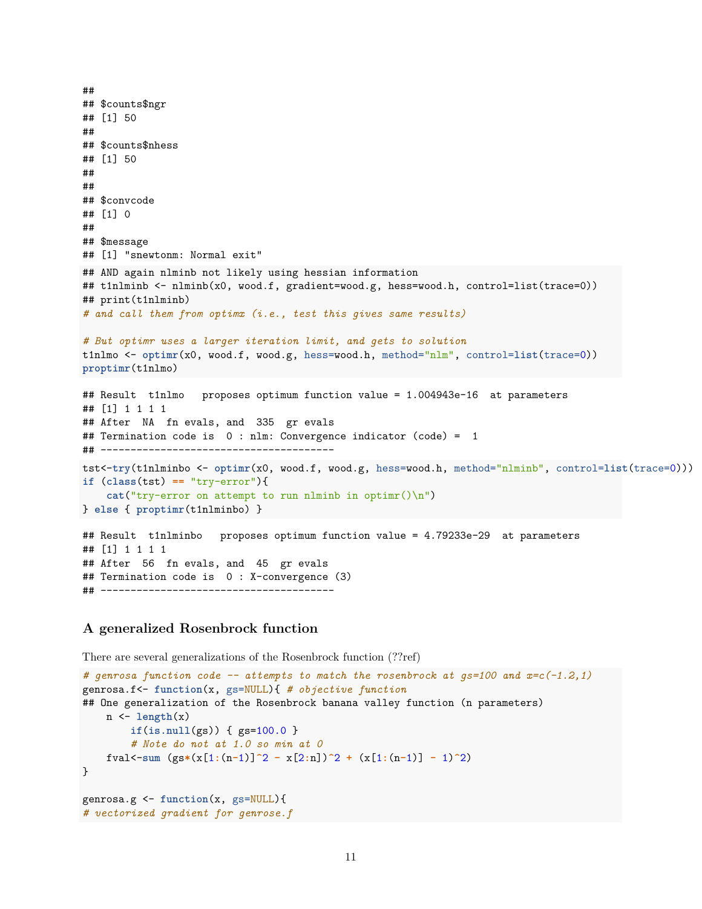```
##
## $counts$ngr
## [1] 50
##
## $counts$nhess
## [1] 50
##
##
## $convcode
## [1] 0
##
## $message
## [1] "snewtonm: Normal exit"
```

```
## AND again nlminb not likely using hessian information
## t1nlminb <- nlminb(x0, wood.f, gradient=wood.g, hess=wood.h, control=list(trace=0))
## print(t1nlminb)
# and call them from optimx (i.e., test this gives same results)

# But optimr uses a larger iteration limit, and gets to solution
t1nlmo <- optimr(x0, wood.f, wood.g, hess=wood.h, method="nlm", control=list(trace=0))
proptimr(t1nlmo)
```

```
## Result  t1nlmo   proposes optimum function value = 1.004943e-16  at parameters
## [1] 1 1 1 1
## After  NA  fn evals, and  335  gr evals
## Termination code is  0 : nlm: Convergence indicator (code) =  1
## ---------------------------------------
```

```
tst<-try(t1nlminbo <- optimr(x0, wood.f, wood.g, hess=wood.h, method="nlminb", control=list(trace=0)))
if (class(tst) == "try-error"){
    cat("try-error on attempt to run nlminb in optimr()\n")
} else { proptimr(t1nlminbo) }
```

```
## Result  t1nlminbo   proposes optimum function value = 4.79233e-29  at parameters
## [1] 1 1 1 1
## After  56  fn evals, and  45  gr evals
## Termination code is  0 : X-convergence (3)
## ---------------------------------------
```

## A generalized Rosenbrock function

There are several generalizations of the Rosenbrock function (??ref)

```
# genrosa function code -- attempts to match the rosenbrock at gs=100 and x=c(-1.2,1)
genrosa.f<- function(x, gs=NULL){ # objective function
## One generalization of the Rosenbrock banana valley function (n parameters)
    n <- length(x)
        if(is.null(gs)) { gs=100.0 }
        # Note do not at 1.0 so min at 0
    fval<-sum (gs*(x[1:(n-1)]^2 - x[2:n])^2 + (x[1:(n-1)] - 1)^2)
}

genrosa.g <- function(x, gs=NULL){
# vectorized gradient for genrose.f
```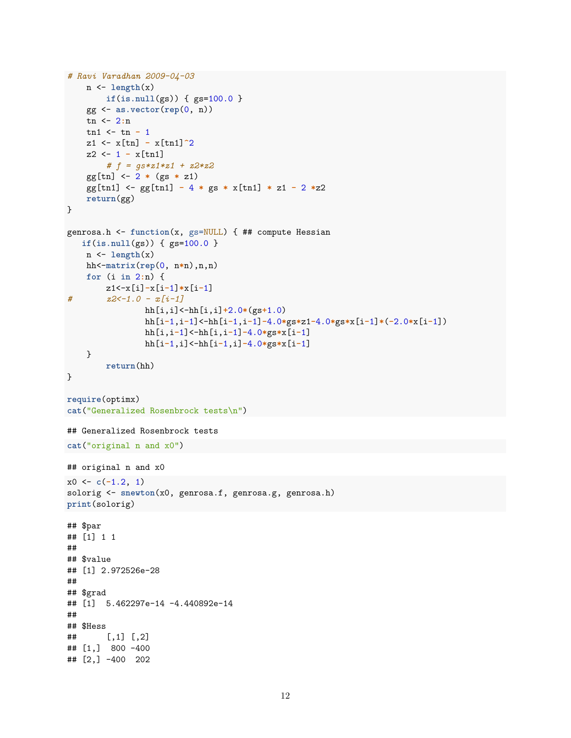```r
# Ravi Varadhan 2009-04-03
    n <- length(x)
        if(is.null(gs)) { gs=100.0 }
    gg <- as.vector(rep(0, n))
    tn <- 2:n
    tn1 <- tn - 1
    z1 <- x[tn] - x[tn1]^2
    z2 <- 1 - x[tn1]
        # f = gs*z1*z1 + z2*z2
    gg[tn] <- 2 * (gs * z1)
    gg[tn1] <- gg[tn1] - 4 * gs * x[tn1] * z1 - 2 *z2
    return(gg)
}

genrosa.h <- function(x, gs=NULL) { ## compute Hessian
   if(is.null(gs)) { gs=100.0 }
    n <- length(x)
    hh<-matrix(rep(0, n*n),n,n)
    for (i in 2:n) {
        z1<-x[i]-x[i-1]*x[i-1]
#       z2<-1.0 - x[i-1]
                hh[i,i]<-hh[i,i]+2.0*(gs+1.0)
                hh[i-1,i-1]<-hh[i-1,i-1]-4.0*gs*z1-4.0*gs*x[i-1]*(-2.0*x[i-1])
                hh[i,i-1]<-hh[i,i-1]-4.0*gs*x[i-1]
                hh[i-1,i]<-hh[i-1,i]-4.0*gs*x[i-1]
    }
        return(hh)
}

require(optimx)
cat("Generalized Rosenbrock tests\n")
```

```
## Generalized Rosenbrock tests
```

```r
cat("original n and x0")
```

```
## original n and x0
```

```r
x0 <- c(-1.2, 1)
solorig <- snewton(x0, genrosa.f, genrosa.g, genrosa.h)
print(solorig)
```

```
## $par
## [1] 1 1
##
## $value
## [1] 2.972526e-28
##
## $grad
## [1]  5.462297e-14 -4.440892e-14
##
## $Hess
##      [,1] [,2]
## [1,]  800 -400
## [2,] -400  202
```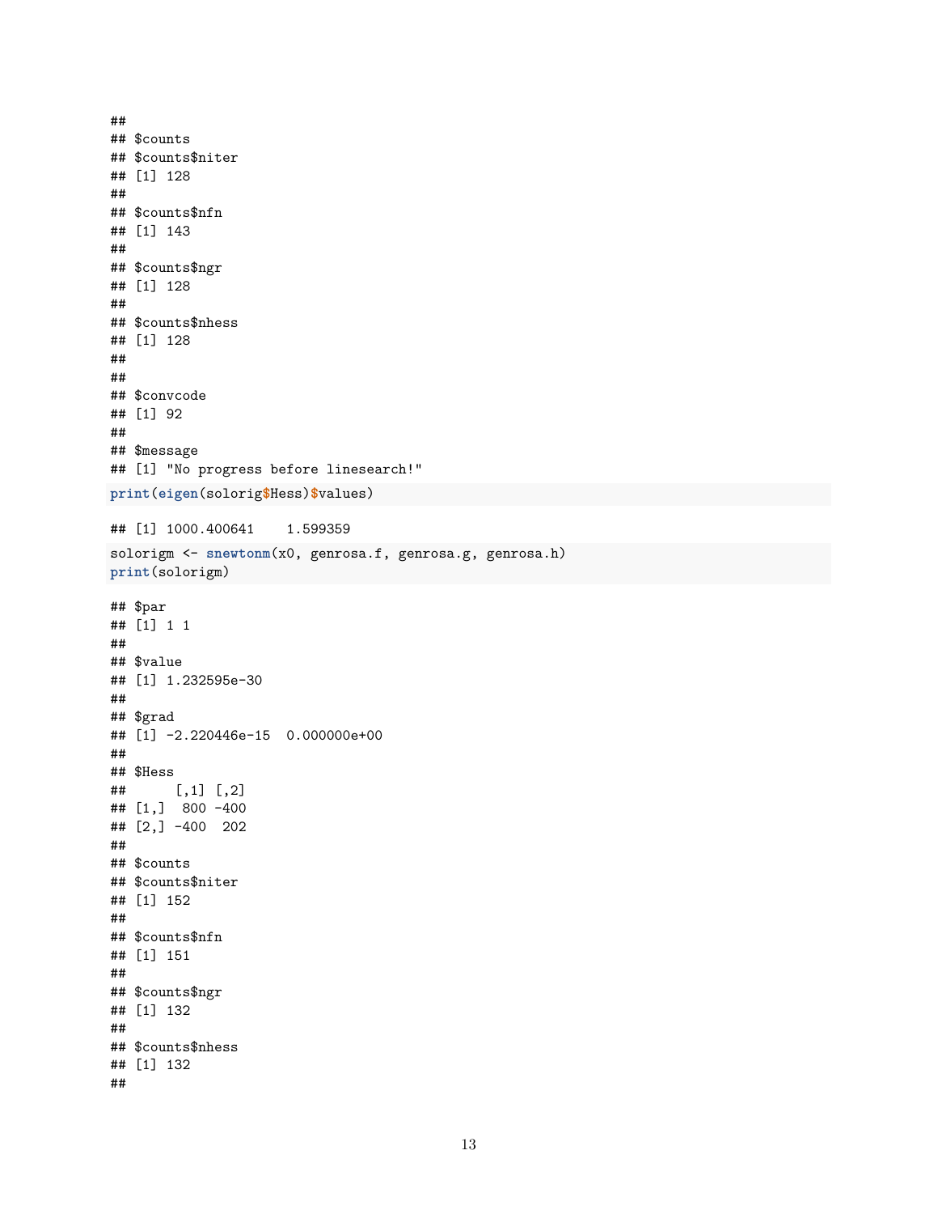```
##
## $counts
## $counts$niter
## [1] 128
##
## $counts$nfn
## [1] 143
##
## $counts$ngr
## [1] 128
##
## $counts$nhess
## [1] 128
##
##
## $convcode
## [1] 92
##
## $message
## [1] "No progress before linesearch!"
```

```
print(eigen(solorig$Hess)$values)
```

```
## [1] 1000.400641    1.599359
```

```
solorigm <- snewtonm(x0, genrosa.f, genrosa.g, genrosa.h)
print(solorigm)
```

```
## $par
## [1] 1 1
##
## $value
## [1] 1.232595e-30
##
## $grad
## [1] -2.220446e-15  0.000000e+00
##
## $Hess
##      [,1] [,2]
## [1,]  800 -400
## [2,] -400  202
##
## $counts
## $counts$niter
## [1] 152
##
## $counts$nfn
## [1] 151
##
## $counts$ngr
## [1] 132
##
## $counts$nhess
## [1] 132
##
```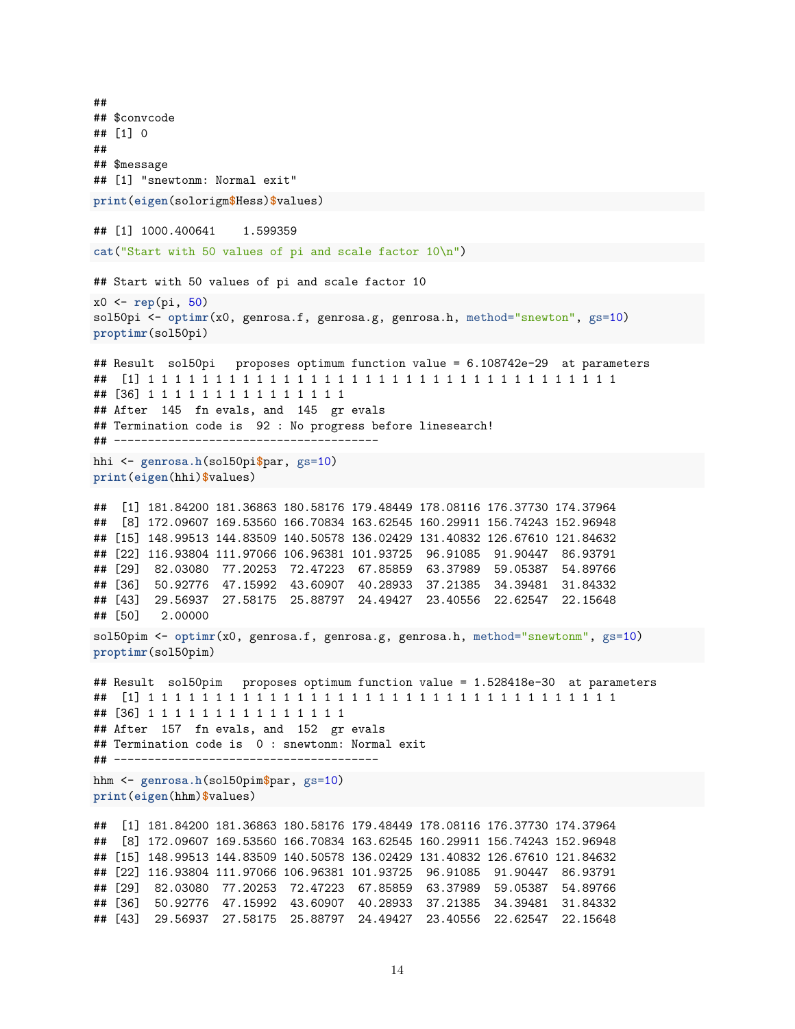```
##
## $convcode
## [1] 0
##
## $message
## [1] "snewtonm: Normal exit"
```

```
print(eigen(solorigm$Hess)$values)
```

```
## [1] 1000.400641    1.599359
```

```
cat("Start with 50 values of pi and scale factor 10\n")
```

```
## Start with 50 values of pi and scale factor 10
```

```
x0 <- rep(pi, 50)
sol50pi <- optimr(x0, genrosa.f, genrosa.g, genrosa.h, method="snewton", gs=10)
proptimr(sol50pi)
```

```
## Result  sol50pi   proposes optimum function value = 6.108742e-29  at parameters
##  [1] 1 1 1 1 1 1 1 1 1 1 1 1 1 1 1 1 1 1 1 1 1 1 1 1 1 1 1 1 1 1 1 1 1 1 1
## [36] 1 1 1 1 1 1 1 1 1 1 1 1 1 1 1
## After  145  fn evals, and  145  gr evals
## Termination code is  92 : No progress before linesearch!
## ---------------------------------------
```

```
hhi <- genrosa.h(sol50pi$par, gs=10)
print(eigen(hhi)$values)
```

```
##  [1] 181.84200 181.36863 180.58176 179.48449 178.08116 176.37730 174.37964
##  [8] 172.09607 169.53560 166.70834 163.62545 160.29911 156.74243 152.96948
## [15] 148.99513 144.83509 140.50578 136.02429 131.40832 126.67610 121.84632
## [22] 116.93804 111.97066 106.96381 101.93725  96.91085  91.90447  86.93791
## [29]  82.03080  77.20253  72.47223  67.85859  63.37989  59.05387  54.89766
## [36]  50.92776  47.15992  43.60907  40.28933  37.21385  34.39481  31.84332
## [43]  29.56937  27.58175  25.88797  24.49427  23.40556  22.62547  22.15648
## [50]   2.00000
```

```
sol50pim <- optimr(x0, genrosa.f, genrosa.g, genrosa.h, method="snewtonm", gs=10)
proptimr(sol50pim)
```

```
## Result  sol50pim   proposes optimum function value = 1.528418e-30  at parameters
##  [1] 1 1 1 1 1 1 1 1 1 1 1 1 1 1 1 1 1 1 1 1 1 1 1 1 1 1 1 1 1 1 1 1 1 1 1
## [36] 1 1 1 1 1 1 1 1 1 1 1 1 1 1 1
## After  157  fn evals, and  152  gr evals
## Termination code is  0 : snewtonm: Normal exit
## ---------------------------------------
```

```
hhm <- genrosa.h(sol50pim$par, gs=10)
print(eigen(hhm)$values)
```

```
##  [1] 181.84200 181.36863 180.58176 179.48449 178.08116 176.37730 174.37964
##  [8] 172.09607 169.53560 166.70834 163.62545 160.29911 156.74243 152.96948
## [15] 148.99513 144.83509 140.50578 136.02429 131.40832 126.67610 121.84632
## [22] 116.93804 111.97066 106.96381 101.93725  96.91085  91.90447  86.93791
## [29]  82.03080  77.20253  72.47223  67.85859  63.37989  59.05387  54.89766
## [36]  50.92776  47.15992  43.60907  40.28933  37.21385  34.39481  31.84332
## [43]  29.56937  27.58175  25.88797  24.49427  23.40556  22.62547  22.15648
```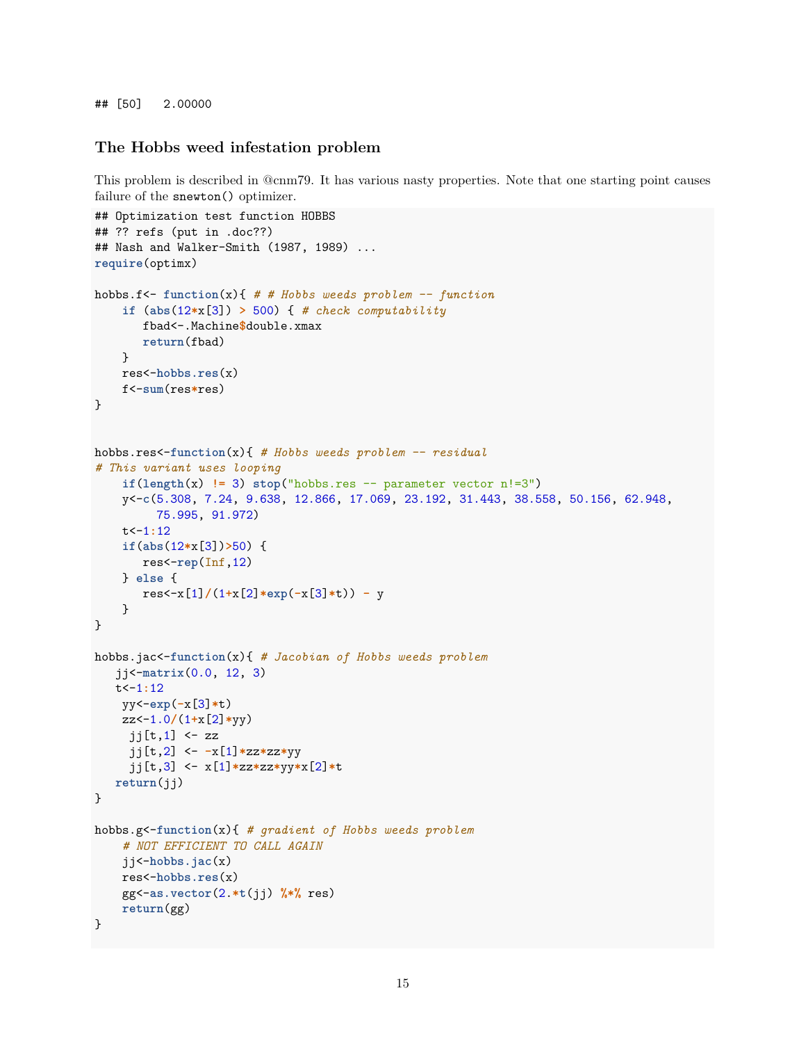```
## [50]   2.00000
```

### The Hobbs weed infestation problem

This problem is described in @cnm79. It has various nasty properties. Note that one starting point causes failure of the `snewton()` optimizer.

```
## Optimization test function HOBBS
## ?? refs (put in .doc??)
## Nash and Walker-Smith (1987, 1989) ...
require(optimx)

hobbs.f<- function(x){ # # Hobbs weeds problem -- function
    if (abs(12*x[3]) > 500) { # check computability
       fbad<-.Machine$double.xmax
       return(fbad)
    }
    res<-hobbs.res(x)
    f<-sum(res*res)
}


hobbs.res<-function(x){ # Hobbs weeds problem -- residual
# This variant uses looping
    if(length(x) != 3) stop("hobbs.res -- parameter vector n!=3")
    y<-c(5.308, 7.24, 9.638, 12.866, 17.069, 23.192, 31.443, 38.558, 50.156, 62.948,
         75.995, 91.972)
    t<-1:12
    if(abs(12*x[3])>50) {
       res<-rep(Inf,12)
    } else {
       res<-x[1]/(1+x[2]*exp(-x[3]*t)) - y
    }
}

hobbs.jac<-function(x){ # Jacobian of Hobbs weeds problem
   jj<-matrix(0.0, 12, 3)
   t<-1:12
    yy<-exp(-x[3]*t)
    zz<-1.0/(1+x[2]*yy)
     jj[t,1] <- zz
     jj[t,2] <- -x[1]*zz*zz*yy
     jj[t,3] <- x[1]*zz*zz*yy*x[2]*t
   return(jj)
}

hobbs.g<-function(x){ # gradient of Hobbs weeds problem
    # NOT EFFICIENT TO CALL AGAIN
    jj<-hobbs.jac(x)
    res<-hobbs.res(x)
    gg<-as.vector(2.*t(jj) %*% res)
    return(gg)
}
```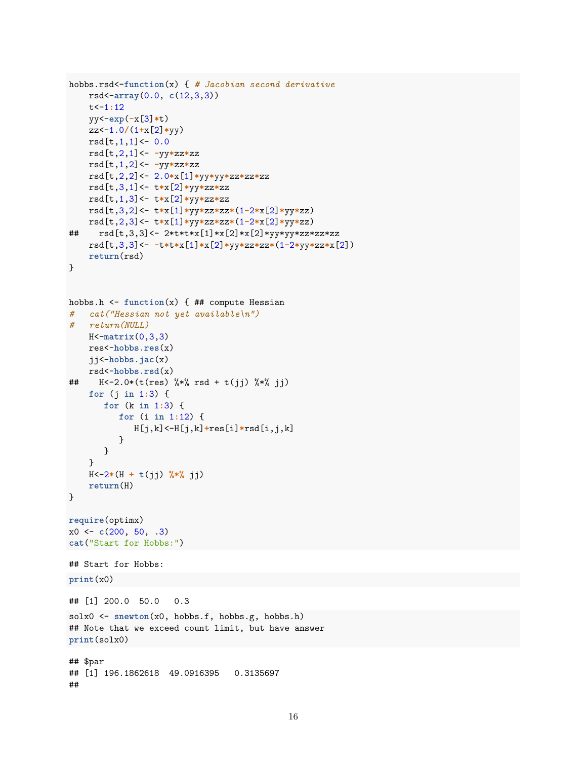```
hobbs.rsd<-function(x) { # Jacobian second derivative
    rsd<-array(0.0, c(12,3,3))
    t<-1:12
    yy<-exp(-x[3]*t)
    zz<-1.0/(1+x[2]*yy)
    rsd[t,1,1]<- 0.0
    rsd[t,2,1]<- -yy*zz*zz
    rsd[t,1,2]<- -yy*zz*zz
    rsd[t,2,2]<- 2.0*x[1]*yy*yy*zz*zz*zz
    rsd[t,3,1]<- t*x[2]*yy*zz*zz
    rsd[t,1,3]<- t*x[2]*yy*zz*zz
    rsd[t,3,2]<- t*x[1]*yy*zz*zz*(1-2*x[2]*yy*zz)
    rsd[t,2,3]<- t*x[1]*yy*zz*zz*(1-2*x[2]*yy*zz)
##    rsd[t,3,3]<- 2*t*t*x[1]*x[2]*x[2]*yy*yy*zz*zz*zz
    rsd[t,3,3]<- -t*t*x[1]*x[2]*yy*zz*zz*(1-2*yy*zz*x[2])
    return(rsd)
}


hobbs.h <- function(x) { ## compute Hessian
#   cat("Hessian not yet available\n")
#   return(NULL)
    H<-matrix(0,3,3)
    res<-hobbs.res(x)
    jj<-hobbs.jac(x)
    rsd<-hobbs.rsd(x)
##    H<-2.0*(t(res) %*% rsd + t(jj) %*% jj)
    for (j in 1:3) {
       for (k in 1:3) {
          for (i in 1:12) {
             H[j,k]<-H[j,k]+res[i]*rsd[i,j,k]
          }
       }
    }
    H<-2*(H + t(jj) %*% jj)
    return(H)
}

require(optimx)
x0 <- c(200, 50, .3)
cat("Start for Hobbs:")
```

```
## Start for Hobbs:
```

```
print(x0)
```

```
## [1] 200.0  50.0   0.3
```

```
solx0 <- snewton(x0, hobbs.f, hobbs.g, hobbs.h)
## Note that we exceed count limit, but have answer
print(solx0)
```

```
## $par
## [1] 196.1862618  49.0916395   0.3135697
##
```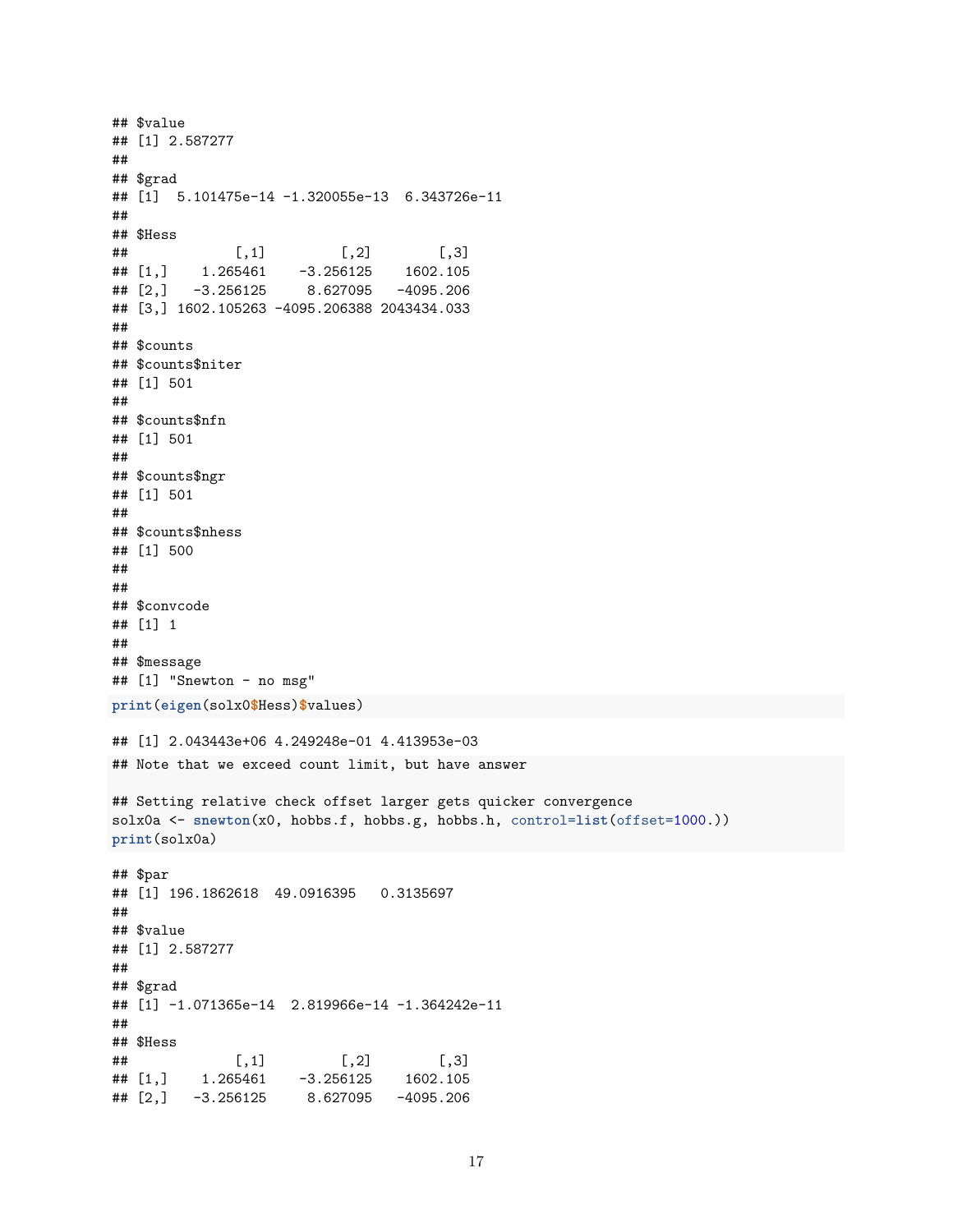```
## $value
## [1] 2.587277
##
## $grad
## [1]  5.101475e-14 -1.320055e-13  6.343726e-11
##
## $Hess
##             [,1]         [,2]        [,3]
## [1,]    1.265461    -3.256125    1602.105
## [2,]   -3.256125     8.627095   -4095.206
## [3,] 1602.105263 -4095.206388 2043434.033
##
## $counts
## $counts$niter
## [1] 501
##
## $counts$nfn
## [1] 501
##
## $counts$ngr
## [1] 501
##
## $counts$nhess
## [1] 500
##
##
## $convcode
## [1] 1
##
## $message
## [1] "Snewton - no msg"
```

```
print(eigen(solx0$Hess)$values)
```

```
## [1] 2.043443e+06 4.249248e-01 4.413953e-03
```

```
## Note that we exceed count limit, but have answer

## Setting relative check offset larger gets quicker convergence
solx0a <- snewton(x0, hobbs.f, hobbs.g, hobbs.h, control=list(offset=1000.))
print(solx0a)
```

```
## $par
## [1] 196.1862618  49.0916395   0.3135697
##
## $value
## [1] 2.587277
##
## $grad
## [1] -1.071365e-14  2.819966e-14 -1.364242e-11
##
## $Hess
##             [,1]         [,2]        [,3]
## [1,]    1.265461    -3.256125    1602.105
## [2,]   -3.256125     8.627095   -4095.206
```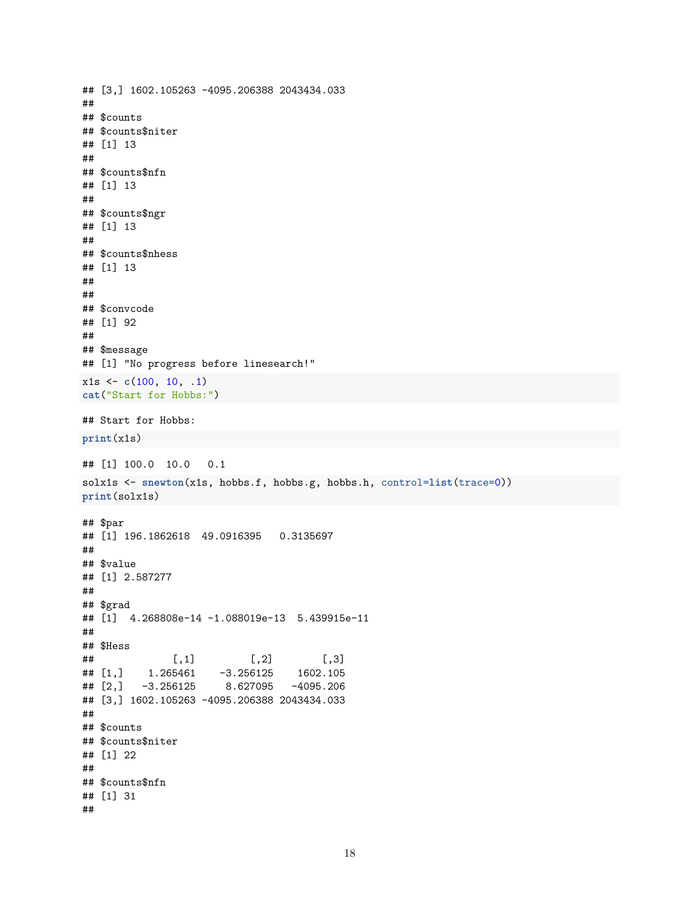```
## [3,] 1602.105263 -4095.206388 2043434.033
##
## $counts
## $counts$niter
## [1] 13
##
## $counts$nfn
## [1] 13
##
## $counts$ngr
## [1] 13
##
## $counts$nhess
## [1] 13
##
##
## $convcode
## [1] 92
##
## $message
## [1] "No progress before linesearch!"
```

```
x1s <- c(100, 10, .1)
cat("Start for Hobbs:")
```

```
## Start for Hobbs:
```

```
print(x1s)
```

```
## [1] 100.0  10.0   0.1
```

```
solx1s <- snewton(x1s, hobbs.f, hobbs.g, hobbs.h, control=list(trace=0))
print(solx1s)
```

```
## $par
## [1] 196.1862618  49.0916395   0.3135697
##
## $value
## [1] 2.587277
##
## $grad
## [1]  4.268808e-14 -1.088019e-13  5.439915e-11
##
## $Hess
##             [,1]         [,2]        [,3]
## [1,]    1.265461    -3.256125    1602.105
## [2,]   -3.256125     8.627095   -4095.206
## [3,] 1602.105263 -4095.206388 2043434.033
##
## $counts
## $counts$niter
## [1] 22
##
## $counts$nfn
## [1] 31
##
```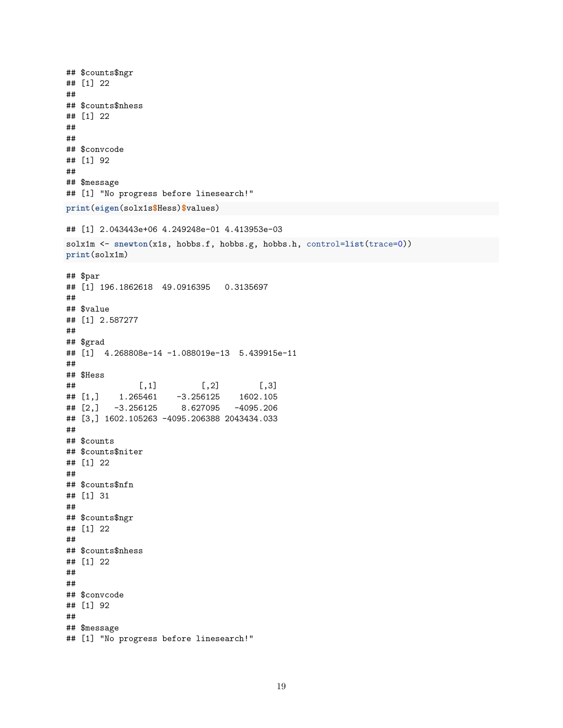```
## $counts$ngr
## [1] 22
##
## $counts$nhess
## [1] 22
##
##
## $convcode
## [1] 92
##
## $message
## [1] "No progress before linesearch!"
```

```
print(eigen(solx1s$Hess)$values)
```

```
## [1] 2.043443e+06 4.249248e-01 4.413953e-03
```

```
solx1m <- snewton(x1s, hobbs.f, hobbs.g, hobbs.h, control=list(trace=0))
print(solx1m)
```

```
## $par
## [1] 196.1862618  49.0916395   0.3135697
##
## $value
## [1] 2.587277
##
## $grad
## [1]  4.268808e-14 -1.088019e-13  5.439915e-11
##
## $Hess
##             [,1]         [,2]        [,3]
## [1,]    1.265461    -3.256125    1602.105
## [2,]   -3.256125     8.627095   -4095.206
## [3,] 1602.105263 -4095.206388 2043434.033
##
## $counts
## $counts$niter
## [1] 22
##
## $counts$nfn
## [1] 31
##
## $counts$ngr
## [1] 22
##
## $counts$nhess
## [1] 22
##
##
## $convcode
## [1] 92
##
## $message
## [1] "No progress before linesearch!"
```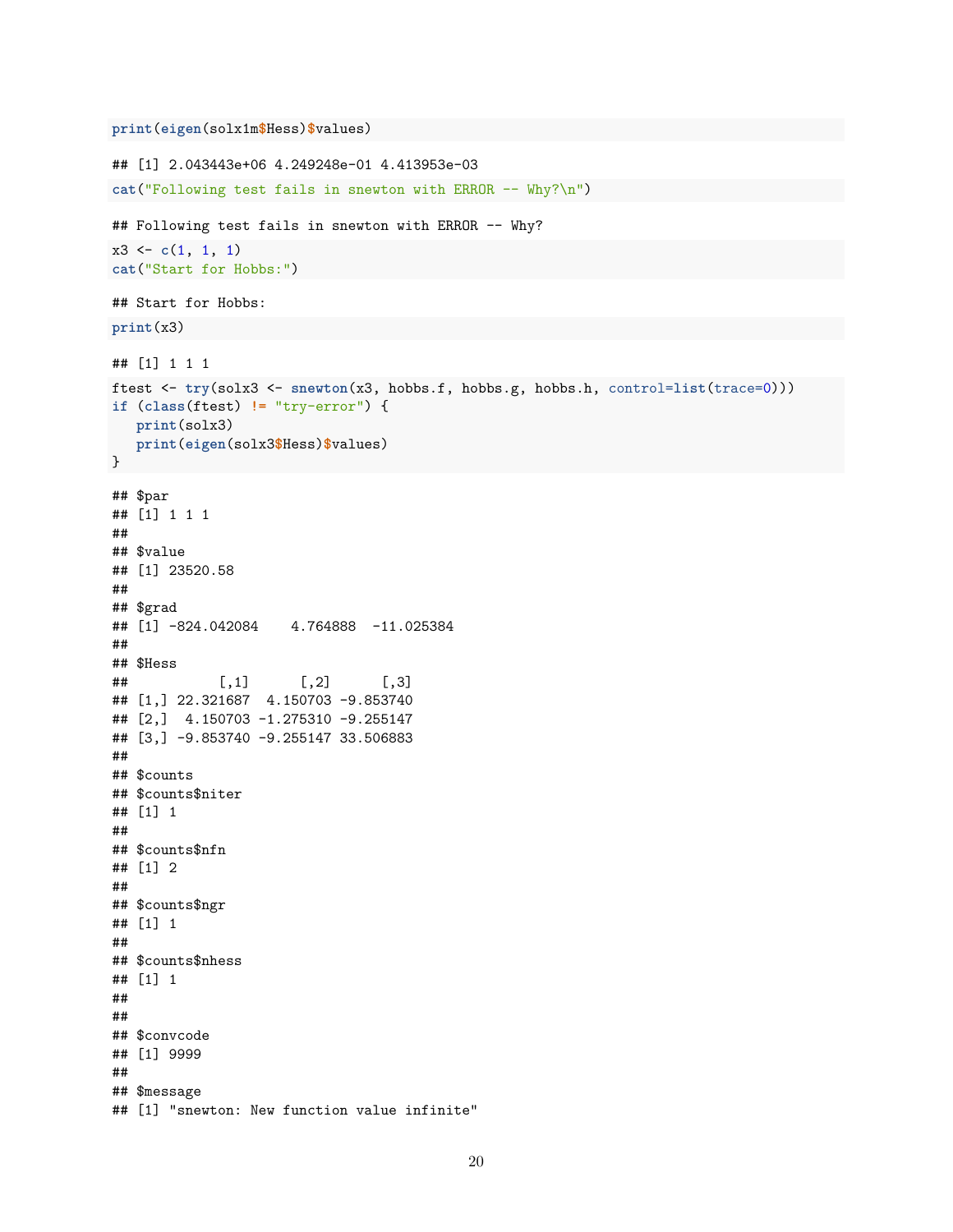```r
print(eigen(solx1m$Hess)$values)
```

```
## [1] 2.043443e+06 4.249248e-01 4.413953e-03
```

```r
cat("Following test fails in snewton with ERROR -- Why?\n")
```

```
## Following test fails in snewton with ERROR -- Why?
```

```r
x3 <- c(1, 1, 1)
cat("Start for Hobbs:")
```

```
## Start for Hobbs:
```

```r
print(x3)
```

```
## [1] 1 1 1
```

```r
ftest <- try(solx3 <- snewton(x3, hobbs.f, hobbs.g, hobbs.h, control=list(trace=0)))
if (class(ftest) != "try-error") {
   print(solx3)
   print(eigen(solx3$Hess)$values)
}
```

```
## $par
## [1] 1 1 1
##
## $value
## [1] 23520.58
##
## $grad
## [1] -824.042084    4.764888  -11.025384
##
## $Hess
##           [,1]      [,2]      [,3]
## [1,] 22.321687  4.150703 -9.853740
## [2,]  4.150703 -1.275310 -9.255147
## [3,] -9.853740 -9.255147 33.506883
##
## $counts
## $counts$niter
## [1] 1
##
## $counts$nfn
## [1] 2
##
## $counts$ngr
## [1] 1
##
## $counts$nhess
## [1] 1
##
##
## $convcode
## [1] 9999
##
## $message
## [1] "snewton: New function value infinite"
```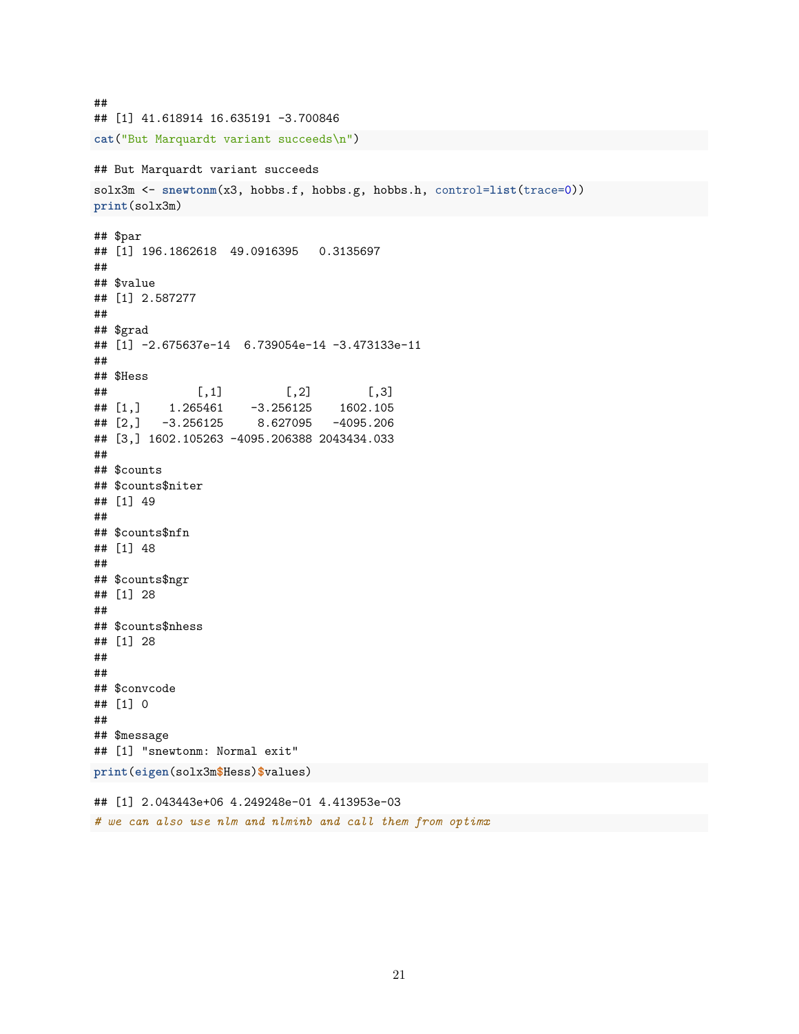```
##
## [1] 41.618914 16.635191 -3.700846
```

```
cat("But Marquardt variant succeeds\n")
```

```
## But Marquardt variant succeeds
```

```
solx3m <- snewtonm(x3, hobbs.f, hobbs.g, hobbs.h, control=list(trace=0))
print(solx3m)
```

```
## $par
## [1] 196.1862618  49.0916395   0.3135697
##
## $value
## [1] 2.587277
##
## $grad
## [1] -2.675637e-14  6.739054e-14 -3.473133e-11
##
## $Hess
##             [,1]         [,2]        [,3]
## [1,]    1.265461    -3.256125    1602.105
## [2,]   -3.256125     8.627095   -4095.206
## [3,] 1602.105263 -4095.206388 2043434.033
##
## $counts
## $counts$niter
## [1] 49
##
## $counts$nfn
## [1] 48
##
## $counts$ngr
## [1] 28
##
## $counts$nhess
## [1] 28
##
##
## $convcode
## [1] 0
##
## $message
## [1] "snewtonm: Normal exit"
```

```
print(eigen(solx3m$Hess)$values)
```

```
## [1] 2.043443e+06 4.249248e-01 4.413953e-03
```

```
# we can also use nlm and nlminb and call them from optimx
```